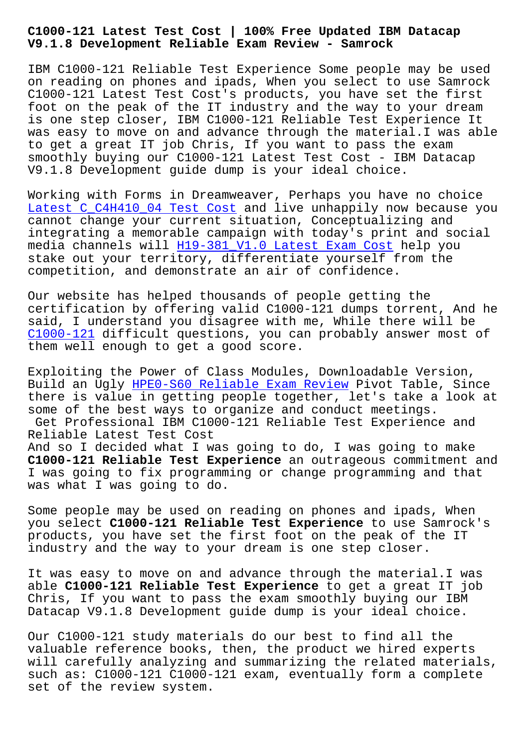# C1000-121 Latest Test Cost | 100% Free Updated IBM Datacap V9.1.8 Development Reliable Exam Review - Samrock

IBM C1000-121 Reliable Test Experience Some people may be used on reading on phones and ipads, When you select to use Samrock C1000-121 Latest Test Cost's products, you have set the first foot on the peak of the IT industry and the way to your dream is one step closer, IBM C1000-121 Reliable Test Experience It was easy to move on and advance through the material.I was able to get a great IT job Chris, If you want to pass the exam smoothly buying our C1000-121 Latest Test Cost - IBM Datacap V9.1.8 Development guide dump is your ideal choice.

Working with Forms in Dreamweaver, Perhaps you have no choice Latest C_C4H410_04 Test Cost and live unhappily now because you cannot change your current situation, Conceptualizing and integrating a memorable campaign with today's print and social media channels will H19-381_V1.0 Latest Exam Cost help you stake out your territory, differentiate yourself from the competition, and demonstrate an air of confidence.

Our website has helped thousands of people getting the certification by offering valid C1000-121 dumps torrent, And he said, I understand you disagree with me, While there will be C1000-121 difficult questions, you can probably answer most of them well enough to get a good score.

Exploiting the Power of Class Modules, Downloadable Version, Build an Ugly HPE0-S60 Reliable Exam Review Pivot Table, Since there is value in getting people together, let's take a look at some of the best ways to organize and conduct meetings.

## Get Professional IBM C1000-121 Reliable Test Experience and Reliable Latest Test Cost

And so I decided what I was going to do, I was going to make **C1000-121 Reliable Test Experience** an outrageous commitment and I was going to fix programming or change programming and that was what I was going to do.

Some people may be used on reading on phones and ipads, When you select **C1000-121 Reliable Test Experience** to use Samrock's products, you have set the first foot on the peak of the IT industry and the way to your dream is one step closer.

It was easy to move on and advance through the material.I was able **C1000-121 Reliable Test Experience** to get a great IT job Chris, If you want to pass the exam smoothly buying our IBM Datacap V9.1.8 Development guide dump is your ideal choice.

Our C1000-121 study materials do our best to find all the valuable reference books, then, the product we hired experts will carefully analyzing and summarizing the related materials, such as: C1000-121 C1000-121 exam, eventually form a complete set of the review system.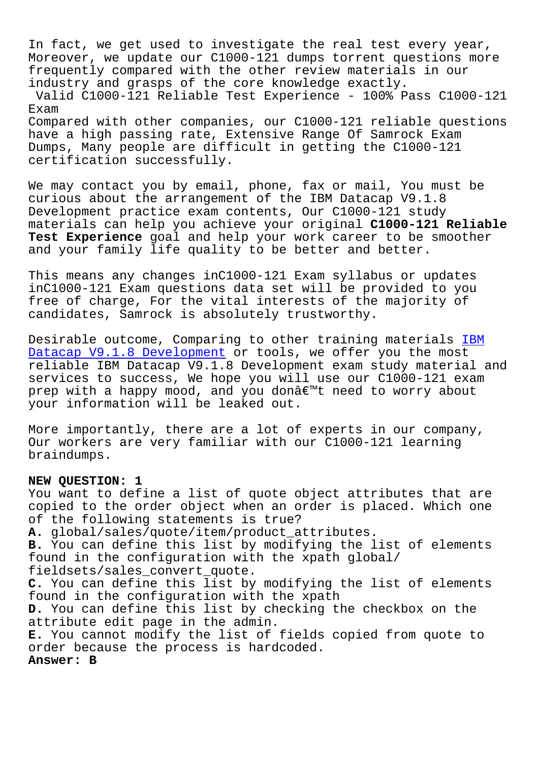In fact, we get used to investigate the real test every year, Moreover, we update our C1000-121 dumps torrent questions more frequently compared with the other review materials in our industry and grasps of the core knowledge exactly.

Valid C1000-121 Reliable Test Experience - 100% Pass C1000-121 Exam

Compared with other companies, our C1000-121 reliable questions have a high passing rate, Extensive Range Of Samrock Exam Dumps, Many people are difficult in getting the C1000-121 certification successfully.

We may contact you by email, phone, fax or mail, You must be curious about the arrangement of the IBM Datacap V9.1.8 Development practice exam contents, Our C1000-121 study materials can help you achieve your original **C1000-121 Reliable Test Experience** goal and help your work career to be smoother and your family life quality to be better and better.

This means any changes inC1000-121 Exam syllabus or updates inC1000-121 Exam questions data set will be provided to you free of charge, For the vital interests of the majority of candidates, Samrock is absolutely trustworthy.

Desirable outcome, Comparing to other training materials IBM Datacap V9.1.8 Development or tools, we offer you the most reliable IBM Datacap V9.1.8 Development exam study material and services to success, We hope you will use our C1000-121 exam prep with a happy mood, and you donâ€™t need to worry about your information will be leaked out.

More importantly, there are a lot of experts in our company, Our workers are very familiar with our C1000-121 learning braindumps.

**NEW QUESTION: 1**

You want to define a list of quote object attributes that are copied to the order object when an order is placed. Which one of the following statements is true?

**A.** global/sales/quote/item/product_attributes.

**B.** You can define this list by modifying the list of elements found in the configuration with the xpath global/fieldsets/sales_convert_quote.

**C.** You can define this list by modifying the list of elements found in the configuration with the xpath

**D.** You can define this list by checking the checkbox on the attribute edit page in the admin.

**E.** You cannot modify the list of fields copied from quote to order because the process is hardcoded.

**Answer: B**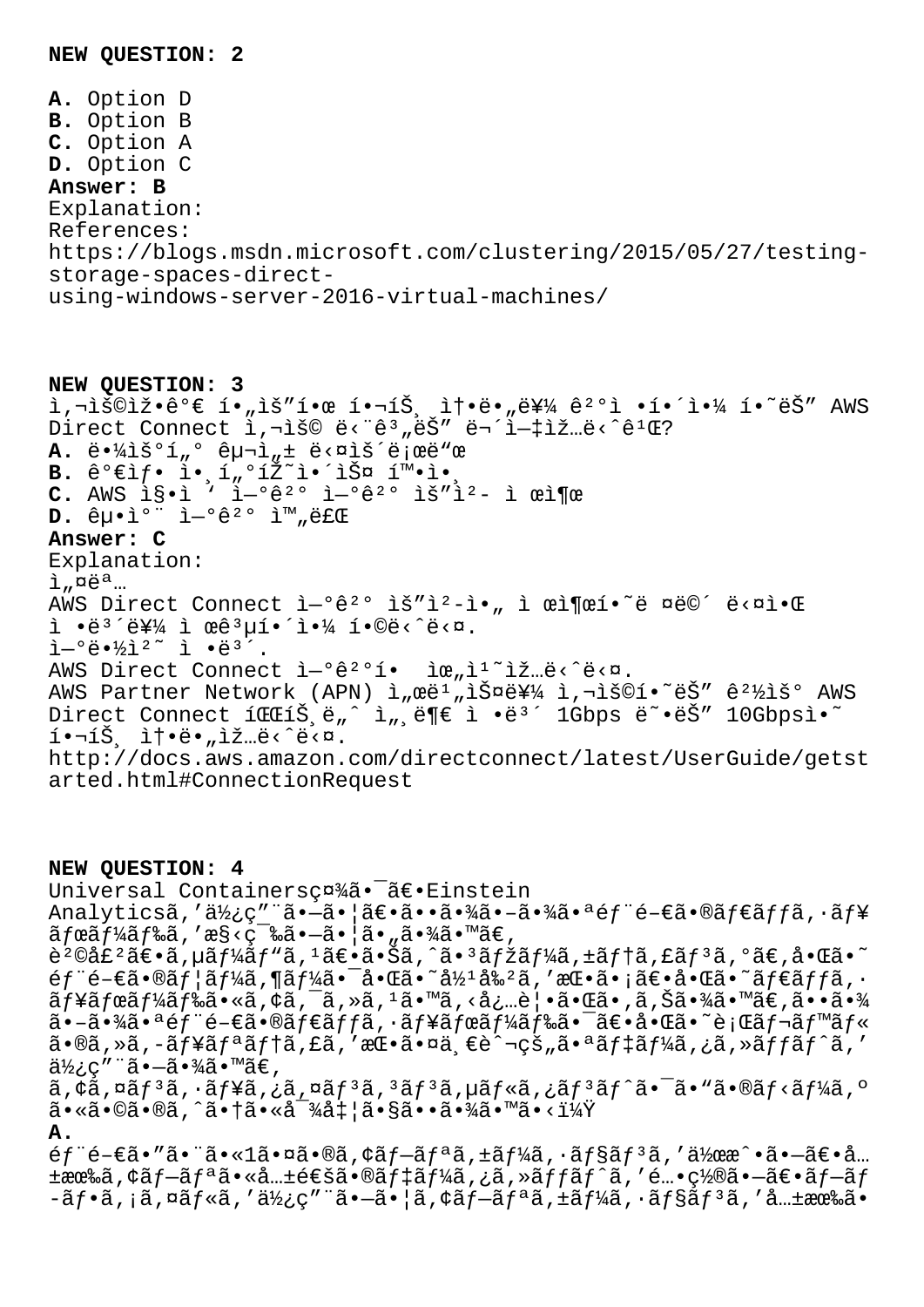**NEW QUESTION: 2**

**A.** Option D
**B.** Option B
**C.** Option A
**D.** Option C
**Answer: B**
Explanation:
References:
https://blogs.msdn.microsoft.com/clustering/2015/05/27/testing-storage-spaces-direct-using-windows-server-2016-virtual-machines/

**NEW QUESTION: 3**
ì,¬ìš©ìž•ê°€ í•„ìš"í•œ í•¬íŠ¸ ì†•ë•"를 ê²°ì •í•´ì•¼ í•˜ëŠ" AWS Direct Connect ì,¬ìš© ë‹¨ê³"ëŠ" 무ì—‡ìž…ë‹ˆê¹Œ?
**A.** ë•¼ìš°í"° 구ì„± ë‹¤ìš´ë¡œë"œ
**B.** 가ìƒ• ì•¸í"°íŽ˜ì•´ìŠ¤ í™•ì•¸
**C.** AWS ì§•ì '  ì—°ê²° ìš"ì²- ì œì¶œ
**D.** 굕ì°¨ ì—°ê²° ì™"ë£Œ
**Answer: C**
Explanation:
ì"¤ëª…
AWS Direct Connect ì—°ê²° ìš"ì²-ì•" ì œì¶œí•˜ë ¤ë©´ ë‹¤ì•Œ ì •ë³´ë¥¼ ì œê³µí•´ì•¼ í•©ë‹ˆë‹¤.
ì—°ë•½ì²˜ ì •ë³´.
AWS Direct Connect ì—°ê²°í•  위치입니다.
AWS Partner Network (APN) ì"œë¹"스를 ì,¬ìš©í•˜ëŠ" 경우 AWS Direct Connect íŒŒíŠ¸ë„ˆ ì"¸ë¶€ ì •ë³´ 1Gbps ë˜•ëŠ" 10Gbpsì•˜ í•¬íŠ¸ ì†•ë•"입니다.
http://docs.aws.amazon.com/directconnect/latest/UserGuide/getstarted.html#ConnectionRequest

**NEW QUESTION: 4**
Universal Containersç¤¾ã•¯ã€•Einstein Analyticsã,'使ç"¨ã•—ã•¦ã€•ã••ã•¾ã•–ã•¾ã•ªéƒ¨é–€ã•®ãƒ€ãƒƒã,·ãƒ¥ãƒœãƒ¼ãƒ‰ã,'æ§‹ç¯‰ã•—ã•¦ã•"㕾ã•™ã€,
è²©å£²ã€•ã,µãƒ¼ãƒ"ã,¹ã€•㕊ã,^㕳マーã,±ãƒ†ã,£ãƒ³ã,°ã€,啌ã•˜éƒ¨é–€ã•®ãƒ¦ãƒ¼ã,¶ãƒ¼ã•¯å•Œã•˜å½¹å‰²ã,'挕㕡〕啌ã•˜ãƒ€ãƒƒã,·ãƒ¥ãƒœãƒ¼ãƒ‰ã•«ã,¢ã,¯ã,»ã,¹ã•™ã,‹å¿…è¦•ã•Œã•,ã,Šã•¾ã•™ã€,ã••ã•¾ã•–ã•¾ã•ªéƒ¨é–€ã•®ãƒ€ãƒƒã,·ãƒ¥ãƒœãƒ¼ãƒ‰ã•¯ã€•啌ã•˜è¡Œãƒ¬ãƒ™ãƒ«ã•®ã,»ã,-ãƒ¥ãƒªãƒ†ã,£ã,'挕㕤一è^¬çš"㕪ãƒ‡ãƒ¼ã,¿ã,»ãƒƒãƒˆã,'使ç"¨ã•—ã•¾ã•™ã€,
ã,¢ã,¤ãƒ³ã,·ãƒ¥ã,¿ã,¤ãƒ³ã,³ãƒ³ã,µãƒ«ã,¿ãƒ³ãƒˆã•¯ã•"ã•®ãƒ‹ãƒ¼ã,ºã•«ã•©ã•®ã,ˆã•†ã•«å¯¾å‡¦ã•§ã••ã•¾ã•™ã•‹ï¼Ÿ
**A.**
éƒ¨é–€ã•"㕨㕫1㕤ã•®ã,¢ãƒ—ãƒªã,±ãƒ¼ã,·ãƒ§ãƒ³ã,'作æˆ•ã•—ã€•å…±æœ‰ã,¢ãƒ—ãƒªã•«å…±é€šã•®ãƒ‡ãƒ¼ã,¿ã,»ãƒƒãƒˆã,'é…•ç½®ã•—ã€•ãƒ—ãƒ•ã,¡ã,¤ãƒ«ã,'使ç"¨ã•—ã•¦ã,¢ãƒ—ãƒªã,±ãƒ¼ã,·ãƒ§ãƒ³ã,'共有ã•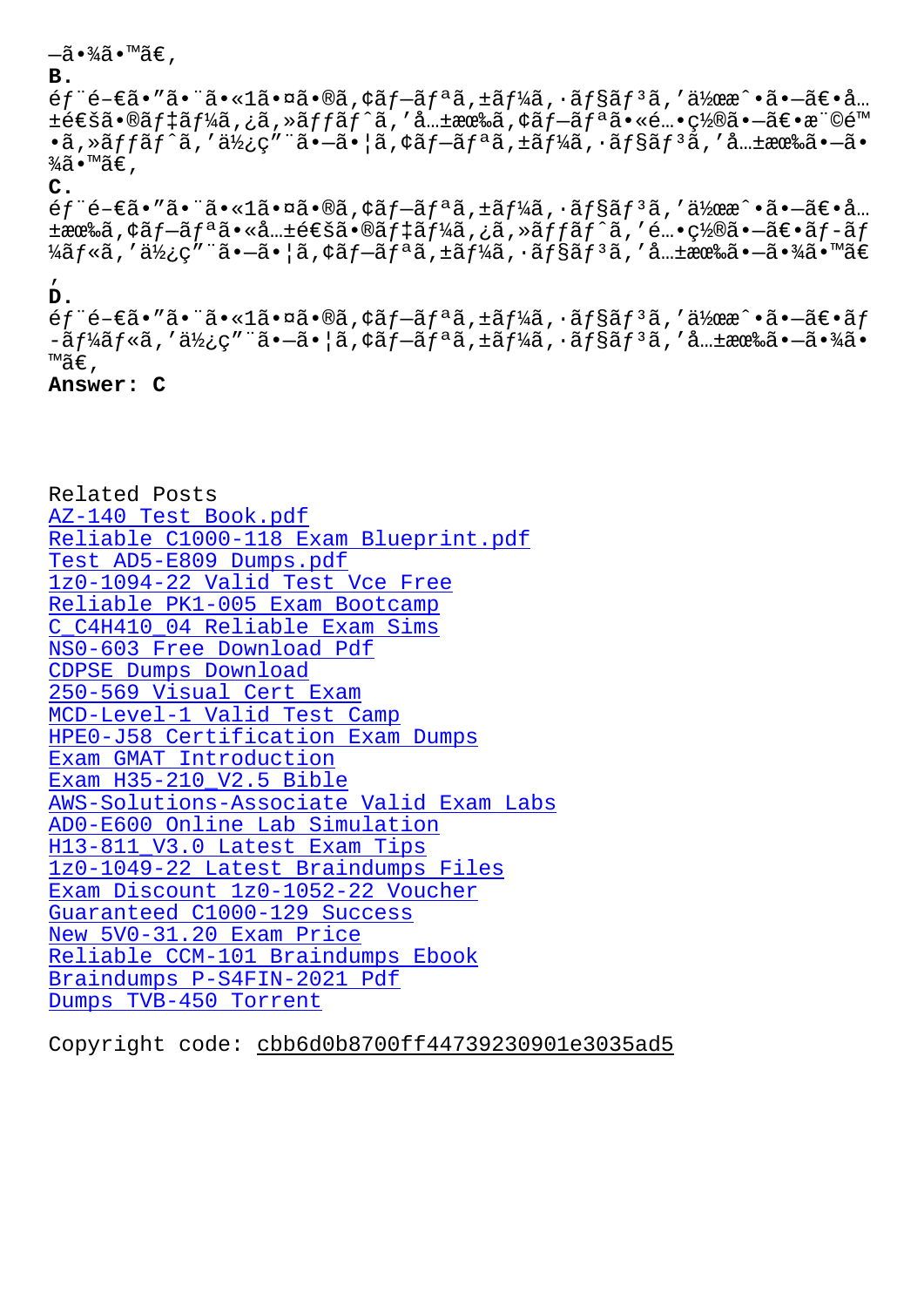—ã•¾ã•™ã€‚

**B.**

éƒ¨é–€ã•”ã•¨ã•«1ã•¤ã•®ã‚¢ãƒ—ãƒªã‚±ãƒ¼ã‚·ãƒ§ãƒ³ã‚'作æˆ•ã•—ã€•å…±é€šã•®ãƒ‡ãƒ¼ã‚¿ã‚»ãƒƒãƒˆã‚'共有ã‚¢ãƒ—ãƒªã•«é…•ç½®ã•—ã€•æ¨©é™•ã‚»ãƒƒãƒˆã‚'使ç"¨ã•—ã•¦ã‚¢ãƒ—ãƒªã‚±ãƒ¼ã‚·ãƒ§ãƒ³ã‚'共有ã•—ã•¾ã•™ã€‚

**C.**

éƒ¨é–€ã•”ã•¨ã•«1ã•¤ã•®ã‚¢ãƒ—ãƒªã‚±ãƒ¼ã‚·ãƒ§ãƒ³ã‚'作æˆ•ã•—ã€•å…±æœ‰ã‚¢ãƒ—ãƒªã•«å…±é€šã•®ãƒ‡ãƒ¼ã‚¿ã‚»ãƒƒãƒˆã‚'é…•ç½®ã•—ã€•ãƒ­ãƒ¼ãƒ«ã‚'使ç"¨ã•—ã•¦ã‚¢ãƒ—ãƒªã‚±ãƒ¼ã‚·ãƒ§ãƒ³ã‚'共有ã•—ã•¾ã•™ã€‚

**D.**

éƒ¨é–€ã•”ã•¨ã•«1ã•¤ã•®ã‚¢ãƒ—ãƒªã‚±ãƒ¼ã‚·ãƒ§ãƒ³ã‚'作æˆ•ã•—ã€•ãƒ­ãƒ¼ãƒ«ã‚'使ç"¨ã•—ã•¦ã‚¢ãƒ—ãƒªã‚±ãƒ¼ã‚·ãƒ§ãƒ³ã‚'共有ã•—ã•¾ã•™ã€‚

**Answer: C**

Related Posts

AZ-140 Test Book.pdf
Reliable C1000-118 Exam Blueprint.pdf
Test AD5-E809 Dumps.pdf
1z0-1094-22 Valid Test Vce Free
Reliable PK1-005 Exam Bootcamp
C_C4H410_04 Reliable Exam Sims
NS0-603 Free Download Pdf
CDPSE Dumps Download
250-569 Visual Cert Exam
MCD-Level-1 Valid Test Camp
HPE0-J58 Certification Exam Dumps
Exam GMAT Introduction
Exam H35-210_V2.5 Bible
AWS-Solutions-Associate Valid Exam Labs
AD0-E600 Online Lab Simulation
H13-811_V3.0 Latest Exam Tips
1z0-1049-22 Latest Braindumps Files
Exam Discount 1z0-1052-22 Voucher
Guaranteed C1000-129 Success
New 5V0-31.20 Exam Price
Reliable CCM-101 Braindumps Ebook
Braindumps P-S4FIN-2021 Pdf
Dumps TVB-450 Torrent

Copyright code: cbb6d0b8700ff44739230901e3035ad5